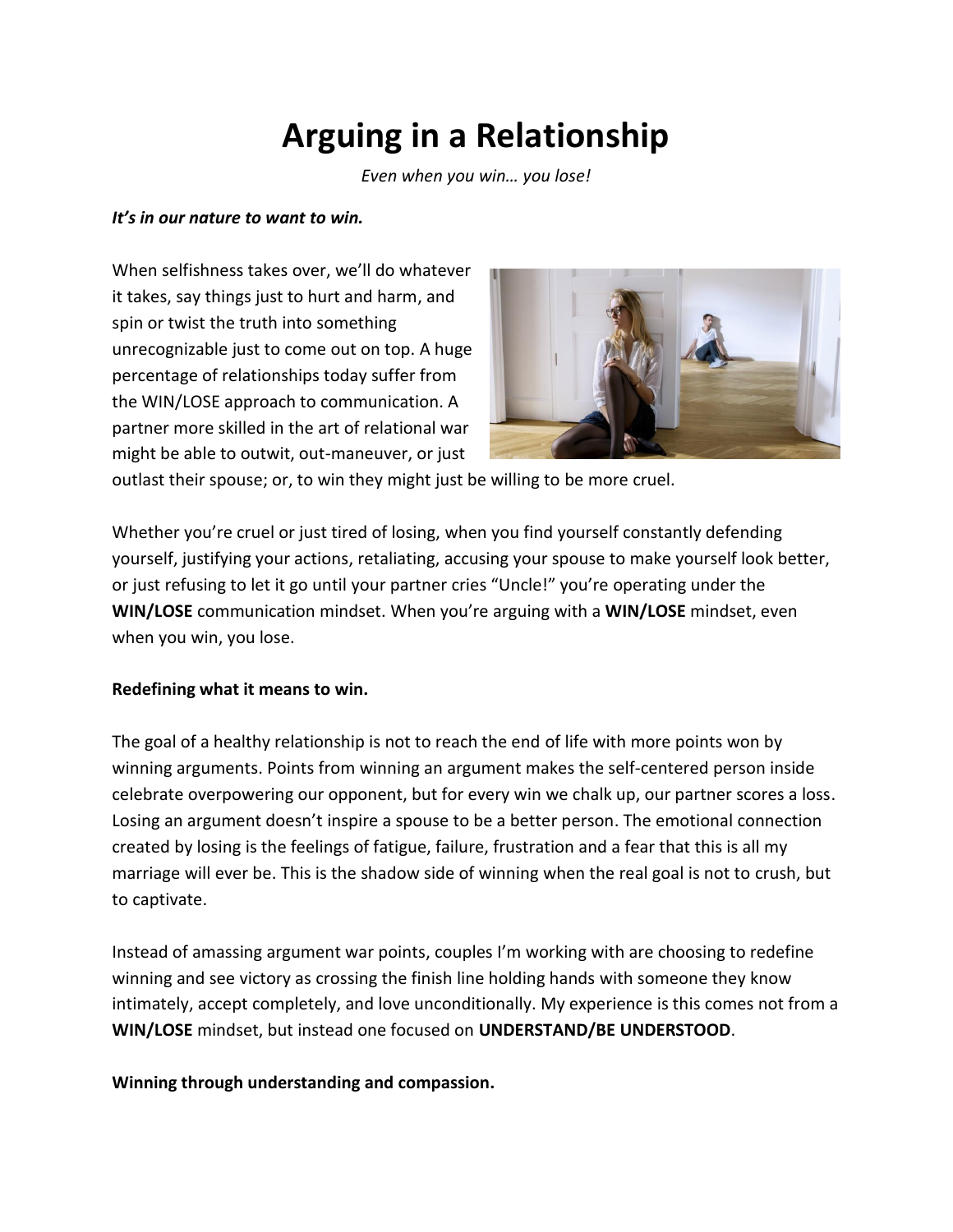# Arguing in a Relationship

*Even when you win… you lose!*

***It's in our nature to want to win.***

When selfishness takes over, we'll do whatever it takes, say things just to hurt and harm, and spin or twist the truth into something unrecognizable just to come out on top. A huge percentage of relationships today suffer from the WIN/LOSE approach to communication. A partner more skilled in the art of relational war might be able to outwit, out-maneuver, or just outlast their spouse; or, to win they might just be willing to be more cruel.

Whether you're cruel or just tired of losing, when you find yourself constantly defending yourself, justifying your actions, retaliating, accusing your spouse to make yourself look better, or just refusing to let it go until your partner cries "Uncle!" you're operating under the **WIN/LOSE** communication mindset. When you're arguing with a **WIN/LOSE** mindset, even when you win, you lose.

**Redefining what it means to win.**

The goal of a healthy relationship is not to reach the end of life with more points won by winning arguments. Points from winning an argument makes the self-centered person inside celebrate overpowering our opponent, but for every win we chalk up, our partner scores a loss. Losing an argument doesn't inspire a spouse to be a better person. The emotional connection created by losing is the feelings of fatigue, failure, frustration and a fear that this is all my marriage will ever be. This is the shadow side of winning when the real goal is not to crush, but to captivate.

Instead of amassing argument war points, couples I'm working with are choosing to redefine winning and see victory as crossing the finish line holding hands with someone they know intimately, accept completely, and love unconditionally. My experience is this comes not from a **WIN/LOSE** mindset, but instead one focused on **UNDERSTAND/BE UNDERSTOOD**.

**Winning through understanding and compassion.**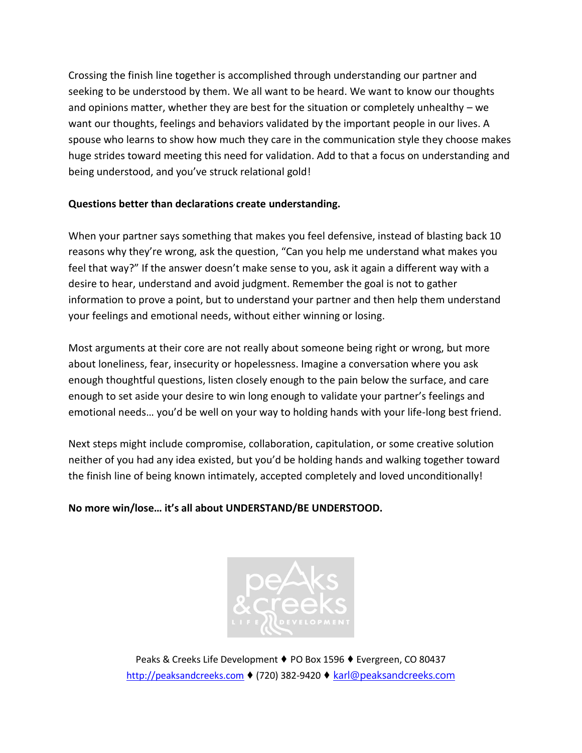Crossing the finish line together is accomplished through understanding our partner and seeking to be understood by them. We all want to be heard. We want to know our thoughts and opinions matter, whether they are best for the situation or completely unhealthy – we want our thoughts, feelings and behaviors validated by the important people in our lives. A spouse who learns to show how much they care in the communication style they choose makes huge strides toward meeting this need for validation. Add to that a focus on understanding and being understood, and you've struck relational gold!

**Questions better than declarations create understanding.**

When your partner says something that makes you feel defensive, instead of blasting back 10 reasons why they're wrong, ask the question, "Can you help me understand what makes you feel that way?" If the answer doesn't make sense to you, ask it again a different way with a desire to hear, understand and avoid judgment. Remember the goal is not to gather information to prove a point, but to understand your partner and then help them understand your feelings and emotional needs, without either winning or losing.

Most arguments at their core are not really about someone being right or wrong, but more about loneliness, fear, insecurity or hopelessness. Imagine a conversation where you ask enough thoughtful questions, listen closely enough to the pain below the surface, and care enough to set aside your desire to win long enough to validate your partner's feelings and emotional needs… you'd be well on your way to holding hands with your life-long best friend.

Next steps might include compromise, collaboration, capitulation, or some creative solution neither of you had any idea existed, but you'd be holding hands and walking together toward the finish line of being known intimately, accepted completely and loved unconditionally!

**No more win/lose… it's all about UNDERSTAND/BE UNDERSTOOD.**

Peaks & Creeks Life Development ♦ PO Box 1596 ♦ Evergreen, CO 80437
http://peaksandcreeks.com ♦ (720) 382-9420 ♦ karl@peaksandcreeks.com